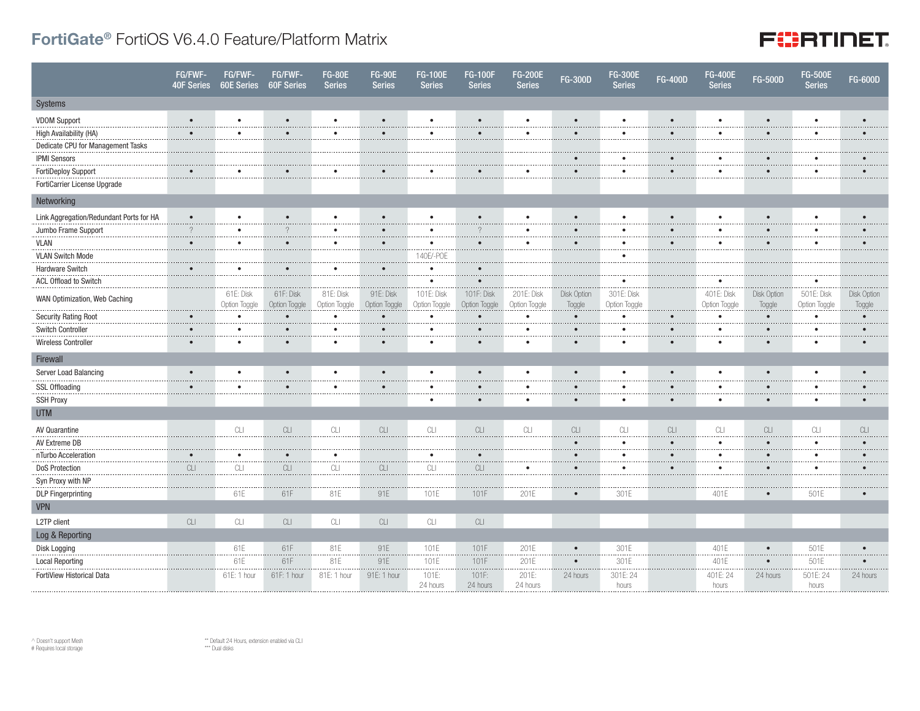# FortiGate® FortiOS V6.4.0 Feature/Platform Matrix

| | FG/FWF-40F Series | FG/FWF-60E Series | FG/FWF-60F Series | FG-80E Series | FG-90E Series | FG-100E Series | FG-100F Series | FG-200E Series | FG-300D | FG-300E Series | FG-400D | FG-400E Series | FG-500D | FG-500E Series | FG-600D |
|---|---|---|---|---|---|---|---|---|---|---|---|---|---|---|---|
| **Systems** | | | | | | | | | | | | | | | |
| VDOM Support | • | • | • | • | • | • | • | • | • | • | • | • | • | • | • |
| High Availability (HA) | • | • | • | • | • | • | • | • | • | • | • | • | • | • | • |
| Dedicate CPU for Management Tasks | | | | | | | | | | | | | | | |
| IPMI Sensors | | | | | | | | | • | • | • | • | • | • | • |
| FortiDeploy Support | • | • | • | • | • | • | • | • | • | • | • | • | • | • | • |
| FortiCarrier License Upgrade | | | | | | | | | | | | | | | |
| **Networking** | | | | | | | | | | | | | | | |
| Link Aggregation/Redundant Ports for HA | • | • | • | • | • | • | • | • | • | • | • | • | • | • | • |
| Jumbo Frame Support | ? | • | ? | • | • | • | ? | • | • | • | • | • | • | • | • |
| VLAN | • | • | • | • | • | • | • | • | • | • | • | • | • | • | • |
| VLAN Switch Mode | | | | | | 140E/-POE | | | | • | | | | | |
| Hardware Switch | • | • | • | • | • | • | • | | | | | | | | |
| ACL Offload to Switch | | | | | | • | • | | | • | | • | | • | |
| WAN Optimization, Web Caching | | 61E: Disk Option Toggle | 61F: Disk Option Toggle | 81E: Disk Option Toggle | 91E: Disk Option Toggle | 101E: Disk Option Toggle | 101F: Disk Option Toggle | 201E: Disk Option Toggle | Disk Option Toggle | 301E: Disk Option Toggle | | 401E: Disk Option Toggle | Disk Option Toggle | 501E: Disk Option Toggle | Disk Option Toggle |
| Security Rating Root | • | • | • | • | • | • | • | • | • | • | • | • | • | • | • |
| Switch Controller | • | • | • | • | • | • | • | • | • | • | • | • | • | • | • |
| Wireless Controller | • | • | • | • | • | • | • | • | • | • | • | • | • | • | • |
| **Firewall** | | | | | | | | | | | | | | | |
| Server Load Balancing | • | • | • | • | • | • | • | • | • | • | • | • | • | • | • |
| SSL Offloading | • | • | • | • | • | • | • | • | • | • | • | • | • | • | • |
| SSH Proxy | | | | | | • | • | • | • | • | • | • | • | • | • |
| **UTM** | | | | | | | | | | | | | | | |
| AV Quarantine | | CLI | CLI | CLI | CLI | CLI | CLI | CLI | CLI | CLI | CLI | CLI | CLI | CLI | CLI |
| AV Extreme DB | | | | | | | | | • | • | • | • | • | • | • |
| nTurbo Acceleration | • | • | • | • | | • | • | | • | • | • | • | • | • | • |
| DoS Protection | CLI | CLI | CLI | CLI | CLI | CLI | CLI | • | • | • | • | • | • | • | • |
| Syn Proxy with NP | | | | | | | | | | | | | | | |
| DLP Fingerprinting | | 61E | 61F | 81E | 91E | 101E | 101F | 201E | • | 301E | | 401E | • | 501E | • |
| **VPN** | | | | | | | | | | | | | | | |
| L2TP client | CLI | CLI | CLI | CLI | CLI | CLI | CLI | | | | | | | | |
| **Log & Reporting** | | | | | | | | | | | | | | | |
| Disk Logging | | 61E | 61F | 81E | 91E | 101E | 101F | 201E | • | 301E | | 401E | • | 501E | • |
| Local Reporting | | 61E | 61F | 81E | 91E | 101E | 101F | 201E | • | 301E | | 401E | • | 501E | • |
| FortiView Historical Data | | 61E: 1 hour | 61F: 1 hour | 81E: 1 hour | 91E: 1 hour | 101E: 24 hours | 101F: 24 hours | 201E: 24 hours | 24 hours | 301E: 24 hours | | 401E: 24 hours | 24 hours | 501E: 24 hours | 24 hours |

^ Doesn't support Mesh
# Requires local storage

** Default 24 Hours, extension enabled via CLI
*** Dual disks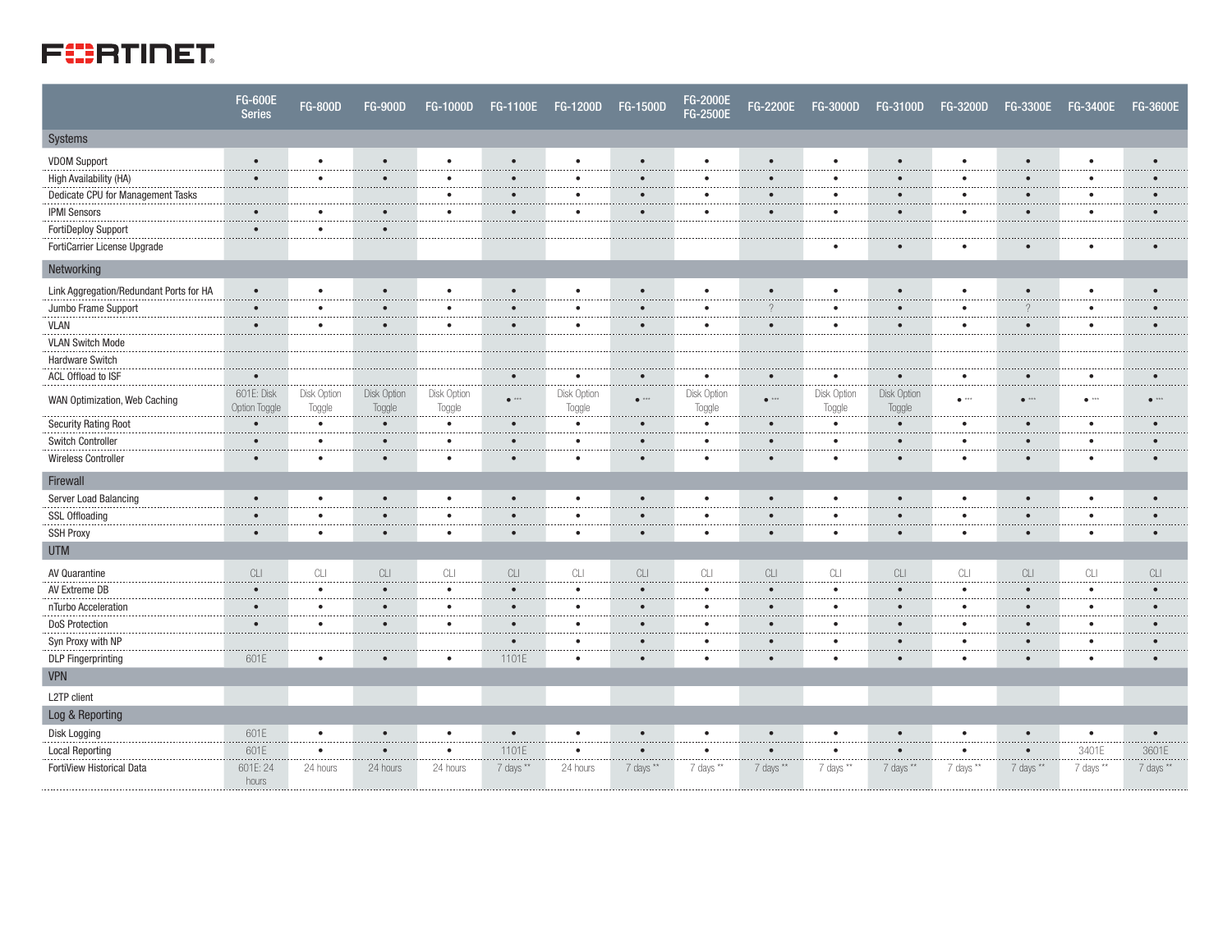| | FG-600E Series | FG-800D | FG-900D | FG-1000D | FG-1100E | FG-1200D | FG-1500D | FG-2000E FG-2500E | FG-2200E | FG-3000D | FG-3100D | FG-3200D | FG-3300E | FG-3400E | FG-3600E |
|---|---|---|---|---|---|---|---|---|---|---|---|---|---|---|---|
| **Systems** | | | | | | | | | | | | | | | |
| VDOM Support | • | • | • | • | • | • | • | • | • | • | • | • | • | • | • |
| High Availability (HA) | • | • | • | • | • | • | • | • | • | • | • | • | • | • | • |
| Dedicate CPU for Management Tasks | | | | • | • | • | • | • | • | • | • | • | • | • | • |
| IPMI Sensors | • | • | • | • | • | • | • | • | • | • | • | • | • | • | • |
| FortiDeploy Support | • | • | • | | | | | | | | | | | | |
| FortiCarrier License Upgrade | | | | | | | | | | • | • | • | • | • | • |
| **Networking** | | | | | | | | | | | | | | | |
| Link Aggregation/Redundant Ports for HA | • | • | • | • | • | • | • | • | • | • | • | • | • | • | • |
| Jumbo Frame Support | • | • | • | • | • | • | • | • | ? | • | • | • | ? | • | • |
| VLAN | • | • | • | • | • | • | • | • | • | • | • | • | • | • | • |
| VLAN Switch Mode | | | | | | | | | | | | | | | |
| Hardware Switch | | | | | | | | | | | | | | | |
| ACL Offload to ISF | • | | | | • | • | • | • | • | • | • | • | • | • | • |
| WAN Optimization, Web Caching | 601E: Disk Option Toggle | Disk Option Toggle | Disk Option Toggle | Disk Option Toggle | • *** | Disk Option Toggle | • *** | Disk Option Toggle | • *** | Disk Option Toggle | Disk Option Toggle | • *** | • *** | • *** | • *** |
| Security Rating Root | • | • | • | • | • | • | • | • | • | • | • | • | • | • | • |
| Switch Controller | • | • | • | • | • | • | • | • | • | • | • | • | • | • | • |
| Wireless Controller | • | • | • | • | • | • | • | • | • | • | • | • | • | • | • |
| **Firewall** | | | | | | | | | | | | | | | |
| Server Load Balancing | • | • | • | • | • | • | • | • | • | • | • | • | • | • | • |
| SSL Offloading | • | • | • | • | • | • | • | • | • | • | • | • | • | • | • |
| SSH Proxy | • | • | • | • | • | • | • | • | • | • | • | • | • | • | • |
| **UTM** | | | | | | | | | | | | | | | |
| AV Quarantine | CLI | CLI | CLI | CLI | CLI | CLI | CLI | CLI | CLI | CLI | CLI | CLI | CLI | CLI | CLI |
| AV Extreme DB | • | • | • | • | • | • | • | • | • | • | • | • | • | • | • |
| nTurbo Acceleration | • | • | • | • | • | • | • | • | • | • | • | • | • | • | • |
| DoS Protection | • | • | • | • | • | • | • | • | • | • | • | • | • | • | • |
| Syn Proxy with NP | | | | | • | • | • | • | • | • | • | • | • | • | • |
| DLP Fingerprinting | 601E | • | • | • | 1101E | • | • | • | • | • | • | • | • | • | • |
| **VPN** | | | | | | | | | | | | | | | |
| L2TP client | | | | | | | | | | | | | | | |
| **Log & Reporting** | | | | | | | | | | | | | | | |
| Disk Logging | 601E | • | • | • | • | • | • | • | • | • | • | • | • | • | • |
| Local Reporting | 601E | • | • | • | 1101E | • | • | • | • | • | • | • | • | 3401E | 3601E |
| FortiView Historical Data | 601E: 24 hours | 24 hours | 24 hours | 24 hours | 7 days ** | 24 hours | 7 days ** | 7 days ** | 7 days ** | 7 days ** | 7 days ** | 7 days ** | 7 days ** | 7 days ** | 7 days ** |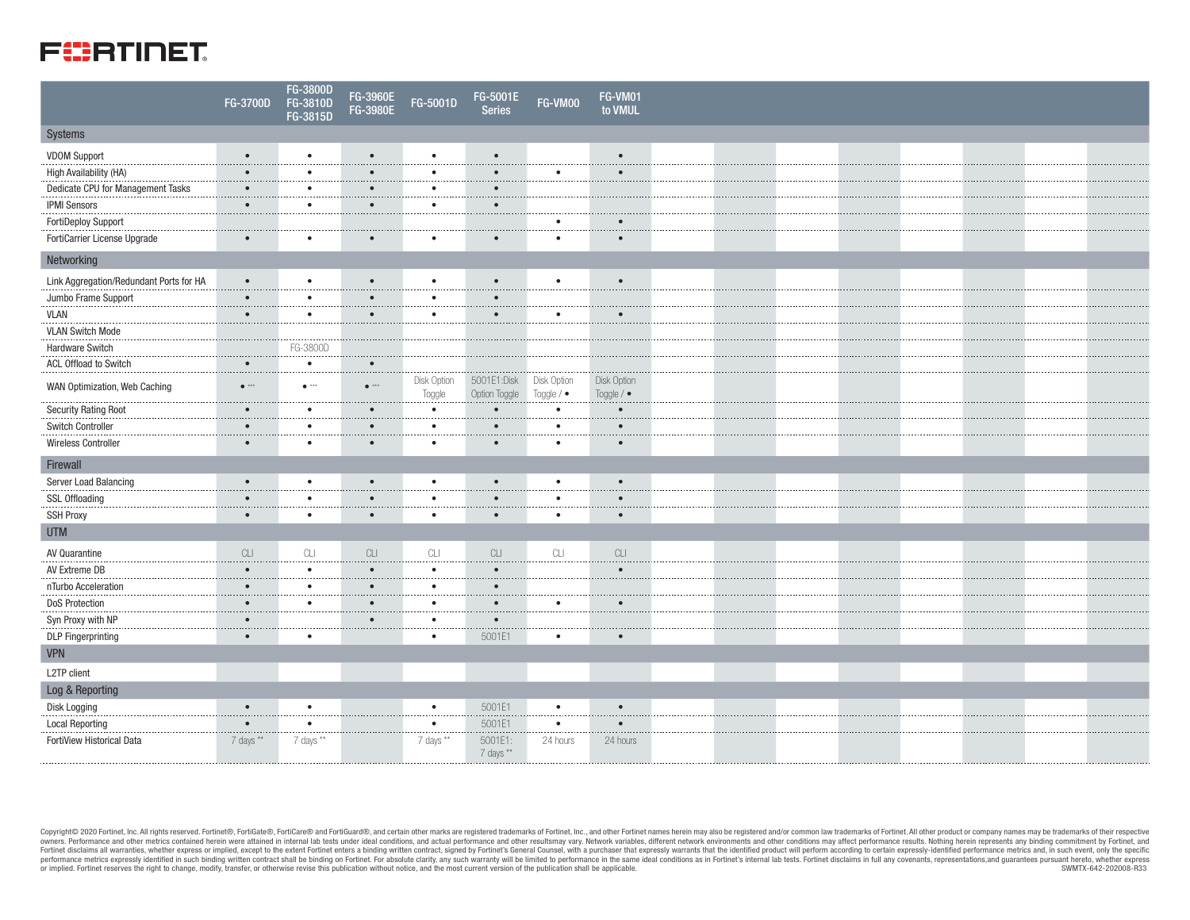| | FG-3700D | FG-3800D FG-3810D FG-3815D | FG-3960E FG-3980E | FG-5001D | FG-5001E Series | FG-VM00 | FG-VM01 to VMUL |
|---|---|---|---|---|---|---|---|
| **Systems** | | | | | | | |
| VDOM Support | • | • | • | • | • | | • |
| High Availability (HA) | • | • | • | • | • | • | • |
| Dedicate CPU for Management Tasks | • | • | • | • | • | | |
| IPMI Sensors | • | • | • | • | • | | |
| FortiDeploy Support | | | | | | • | • |
| FortiCarrier License Upgrade | • | • | • | • | • | • | • |
| **Networking** | | | | | | | |
| Link Aggregation/Redundant Ports for HA | • | • | • | • | • | • | • |
| Jumbo Frame Support | • | • | • | • | • | | |
| VLAN | • | • | • | • | • | • | • |
| VLAN Switch Mode | | | | | | | |
| Hardware Switch | | FG-3800D | | | | | |
| ACL Offload to Switch | • | • | • | | | | |
| WAN Optimization, Web Caching | • *** | • *** | • *** | Disk Option Toggle | 5001E1:Disk Option Toggle | Disk Option Toggle / • | Disk Option Toggle / • |
| Security Rating Root | • | • | • | • | • | • | • |
| Switch Controller | • | • | • | • | • | • | • |
| Wireless Controller | • | • | • | • | • | • | • |
| **Firewall** | | | | | | | |
| Server Load Balancing | • | • | • | • | • | • | • |
| SSL Offloading | • | • | • | • | • | • | • |
| SSH Proxy | • | • | • | • | • | • | • |
| **UTM** | | | | | | | |
| AV Quarantine | CLI | CLI | CLI | CLI | CLI | CLI | CLI |
| AV Extreme DB | • | • | • | • | • | | • |
| nTurbo Acceleration | • | • | • | • | • | | |
| DoS Protection | • | • | • | • | • | • | • |
| Syn Proxy with NP | • | | • | • | • | | |
| DLP Fingerprinting | • | • | | • | 5001E1 | • | • |
| **VPN** | | | | | | | |
| L2TP client | | | | | | | |
| **Log & Reporting** | | | | | | | |
| Disk Logging | • | • | | • | 5001E1 | • | • |
| Local Reporting | • | • | | • | 5001E1 | • | • |
| FortiView Historical Data | 7 days ** | 7 days ** | | 7 days ** | 5001E1: 7 days ** | 24 hours | 24 hours |

Copyright© 2020 Fortinet, Inc. All rights reserved. Fortinet®, FortiGate®, FortiCare® and FortiGuard®, and certain other marks are registered trademarks of Fortinet, Inc., and other Fortinet names herein may also be registered and/or common law trademarks of Fortinet. All other product or company names may be trademarks of their respective owners. Performance and other metrics contained herein were attained in internal lab tests under ideal conditions, and actual performance and other resultsmay vary. Network variables, different network environments and other conditions may affect performance results. Nothing herein represents any binding commitment by Fortinet, and Fortinet disclaims all warranties, whether express or implied, except to the extent Fortinet enters a binding written contract, signed by Fortinet's General Counsel, with a purchaser that expressly warrants that the identified product will perform according to certain expressly-identified performance metrics and, in such event, only the specific performance metrics expressly identified in such binding written contract shall be binding on Fortinet. For absolute clarity, any such warranty will be limited to performance in the same ideal conditions as in Fortinet's internal lab tests. Fortinet disclaims in full any covenants, representations,and guarantees pursuant hereto, whether express or implied. Fortinet reserves the right to change, modify, transfer, or otherwise revise this publication without notice, and the most current version of the publication shall be applicable.

SWMTX-642-202008-R33